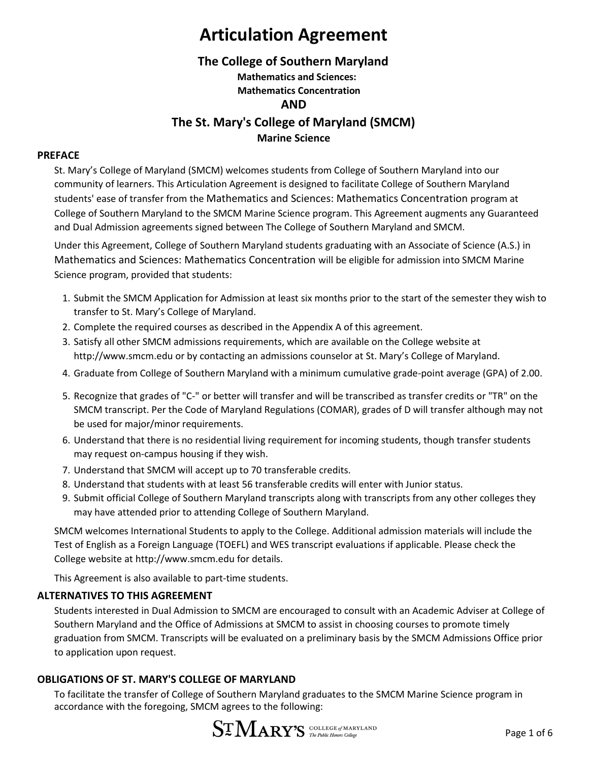# Articulation Agreement

## The College of Southern Maryland

**Mathematics and Sciences:**
**Mathematics Concentration**

**AND**

## The St. Mary's College of Maryland (SMCM)

**Marine Science**

### PREFACE

St. Mary's College of Maryland (SMCM) welcomes students from College of Southern Maryland into our community of learners. This Articulation Agreement is designed to facilitate College of Southern Maryland students' ease of transfer from the Mathematics and Sciences: Mathematics Concentration program at College of Southern Maryland to the SMCM Marine Science program. This Agreement augments any Guaranteed and Dual Admission agreements signed between The College of Southern Maryland and SMCM.

Under this Agreement, College of Southern Maryland students graduating with an Associate of Science (A.S.) in Mathematics and Sciences: Mathematics Concentration will be eligible for admission into SMCM Marine Science program, provided that students:

1. Submit the SMCM Application for Admission at least six months prior to the start of the semester they wish to transfer to St. Mary's College of Maryland.
2. Complete the required courses as described in the Appendix A of this agreement.
3. Satisfy all other SMCM admissions requirements, which are available on the College website at http://www.smcm.edu or by contacting an admissions counselor at St. Mary's College of Maryland.
4. Graduate from College of Southern Maryland with a minimum cumulative grade-point average (GPA) of 2.00.
5. Recognize that grades of "C-" or better will transfer and will be transcribed as transfer credits or "TR" on the SMCM transcript. Per the Code of Maryland Regulations (COMAR), grades of D will transfer although may not be used for major/minor requirements.
6. Understand that there is no residential living requirement for incoming students, though transfer students may request on-campus housing if they wish.
7. Understand that SMCM will accept up to 70 transferable credits.
8. Understand that students with at least 56 transferable credits will enter with Junior status.
9. Submit official College of Southern Maryland transcripts along with transcripts from any other colleges they may have attended prior to attending College of Southern Maryland.

SMCM welcomes International Students to apply to the College. Additional admission materials will include the Test of English as a Foreign Language (TOEFL) and WES transcript evaluations if applicable. Please check the College website at http://www.smcm.edu for details.

This Agreement is also available to part-time students.

### ALTERNATIVES TO THIS AGREEMENT

Students interested in Dual Admission to SMCM are encouraged to consult with an Academic Adviser at College of Southern Maryland and the Office of Admissions at SMCM to assist in choosing courses to promote timely graduation from SMCM. Transcripts will be evaluated on a preliminary basis by the SMCM Admissions Office prior to application upon request.

### OBLIGATIONS OF ST. MARY'S COLLEGE OF MARYLAND

To facilitate the transfer of College of Southern Maryland graduates to the SMCM Marine Science program in accordance with the foregoing, SMCM agrees to the following: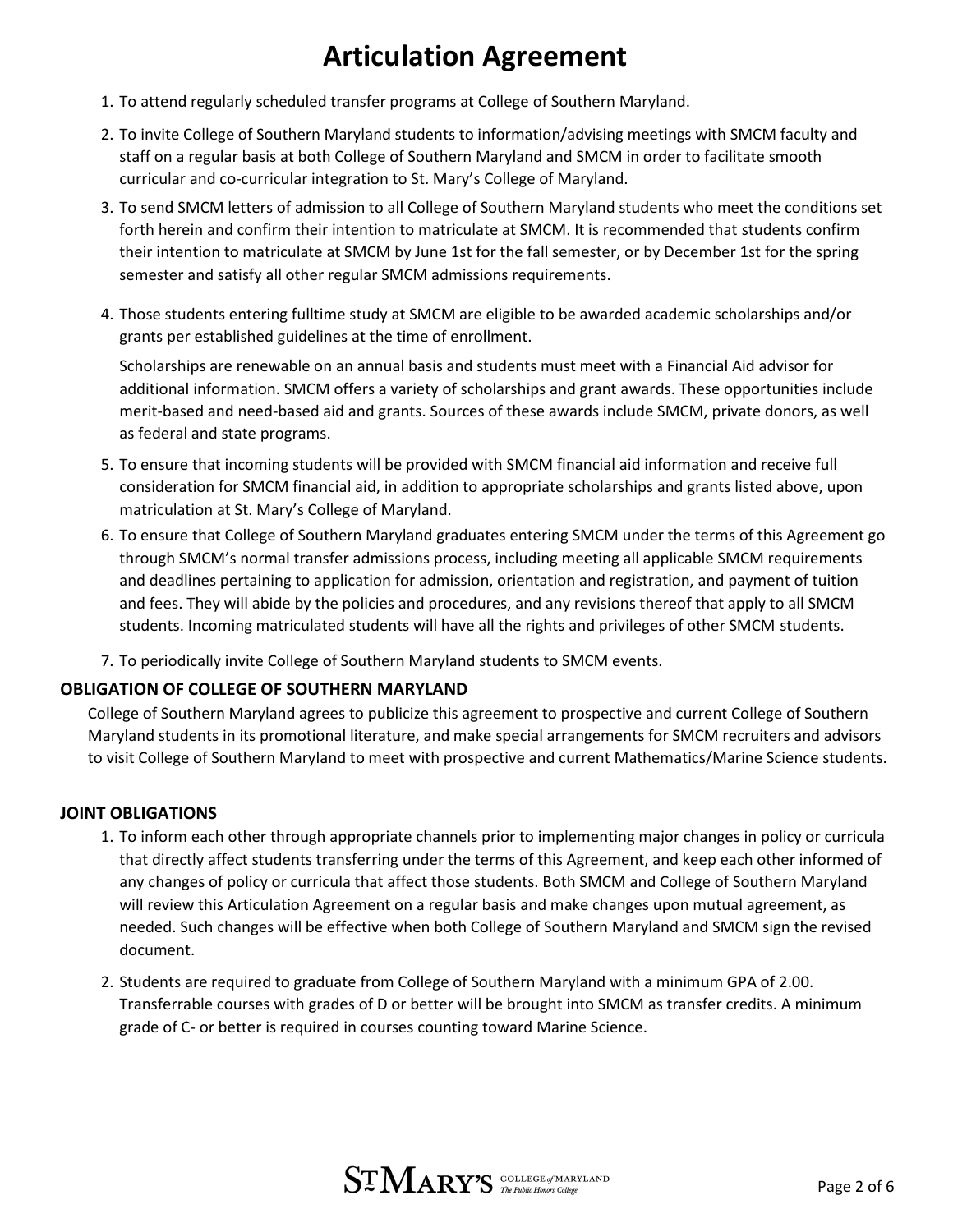# Articulation Agreement

1. To attend regularly scheduled transfer programs at College of Southern Maryland.
2. To invite College of Southern Maryland students to information/advising meetings with SMCM faculty and staff on a regular basis at both College of Southern Maryland and SMCM in order to facilitate smooth curricular and co-curricular integration to St. Mary's College of Maryland.
3. To send SMCM letters of admission to all College of Southern Maryland students who meet the conditions set forth herein and confirm their intention to matriculate at SMCM. It is recommended that students confirm their intention to matriculate at SMCM by June 1st for the fall semester, or by December 1st for the spring semester and satisfy all other regular SMCM admissions requirements.
4. Those students entering fulltime study at SMCM are eligible to be awarded academic scholarships and/or grants per established guidelines at the time of enrollment.

   Scholarships are renewable on an annual basis and students must meet with a Financial Aid advisor for additional information. SMCM offers a variety of scholarships and grant awards. These opportunities include merit-based and need-based aid and grants. Sources of these awards include SMCM, private donors, as well as federal and state programs.
5. To ensure that incoming students will be provided with SMCM financial aid information and receive full consideration for SMCM financial aid, in addition to appropriate scholarships and grants listed above, upon matriculation at St. Mary's College of Maryland.
6. To ensure that College of Southern Maryland graduates entering SMCM under the terms of this Agreement go through SMCM's normal transfer admissions process, including meeting all applicable SMCM requirements and deadlines pertaining to application for admission, orientation and registration, and payment of tuition and fees. They will abide by the policies and procedures, and any revisions thereof that apply to all SMCM students. Incoming matriculated students will have all the rights and privileges of other SMCM students.
7. To periodically invite College of Southern Maryland students to SMCM events.

## OBLIGATION OF COLLEGE OF SOUTHERN MARYLAND

College of Southern Maryland agrees to publicize this agreement to prospective and current College of Southern Maryland students in its promotional literature, and make special arrangements for SMCM recruiters and advisors to visit College of Southern Maryland to meet with prospective and current Mathematics/Marine Science students.

## JOINT OBLIGATIONS

1. To inform each other through appropriate channels prior to implementing major changes in policy or curricula that directly affect students transferring under the terms of this Agreement, and keep each other informed of any changes of policy or curricula that affect those students. Both SMCM and College of Southern Maryland will review this Articulation Agreement on a regular basis and make changes upon mutual agreement, as needed. Such changes will be effective when both College of Southern Maryland and SMCM sign the revised document.
2. Students are required to graduate from College of Southern Maryland with a minimum GPA of 2.00. Transferrable courses with grades of D or better will be brought into SMCM as transfer credits. A minimum grade of C- or better is required in courses counting toward Marine Science.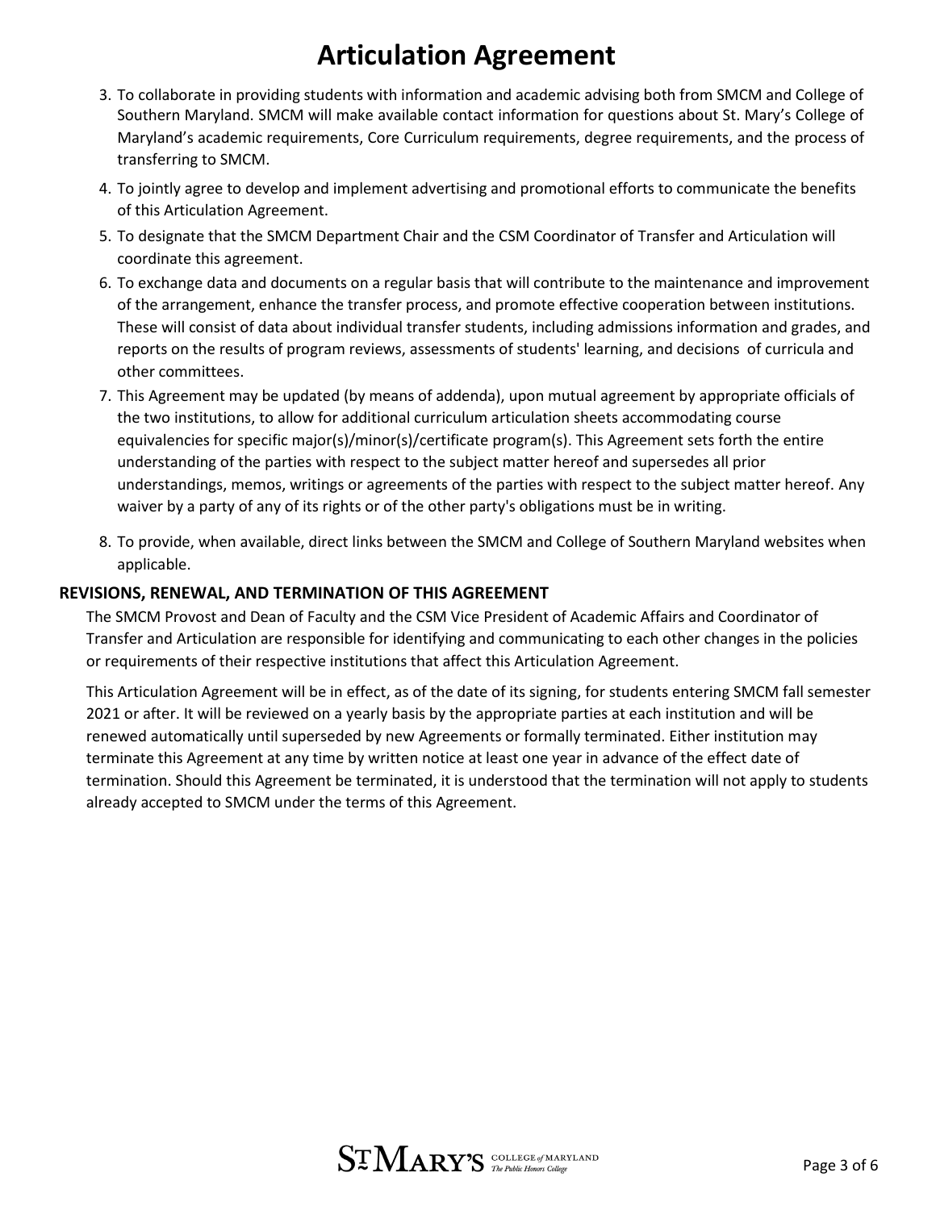# Articulation Agreement

3. To collaborate in providing students with information and academic advising both from SMCM and College of Southern Maryland. SMCM will make available contact information for questions about St. Mary's College of Maryland's academic requirements, Core Curriculum requirements, degree requirements, and the process of transferring to SMCM.
4. To jointly agree to develop and implement advertising and promotional efforts to communicate the benefits of this Articulation Agreement.
5. To designate that the SMCM Department Chair and the CSM Coordinator of Transfer and Articulation will coordinate this agreement.
6. To exchange data and documents on a regular basis that will contribute to the maintenance and improvement of the arrangement, enhance the transfer process, and promote effective cooperation between institutions. These will consist of data about individual transfer students, including admissions information and grades, and reports on the results of program reviews, assessments of students' learning, and decisions of curricula and other committees.
7. This Agreement may be updated (by means of addenda), upon mutual agreement by appropriate officials of the two institutions, to allow for additional curriculum articulation sheets accommodating course equivalencies for specific major(s)/minor(s)/certificate program(s). This Agreement sets forth the entire understanding of the parties with respect to the subject matter hereof and supersedes all prior understandings, memos, writings or agreements of the parties with respect to the subject matter hereof. Any waiver by a party of any of its rights or of the other party's obligations must be in writing.
8. To provide, when available, direct links between the SMCM and College of Southern Maryland websites when applicable.

### REVISIONS, RENEWAL, AND TERMINATION OF THIS AGREEMENT

The SMCM Provost and Dean of Faculty and the CSM Vice President of Academic Affairs and Coordinator of Transfer and Articulation are responsible for identifying and communicating to each other changes in the policies or requirements of their respective institutions that affect this Articulation Agreement.

This Articulation Agreement will be in effect, as of the date of its signing, for students entering SMCM fall semester 2021 or after. It will be reviewed on a yearly basis by the appropriate parties at each institution and will be renewed automatically until superseded by new Agreements or formally terminated. Either institution may terminate this Agreement at any time by written notice at least one year in advance of the effect date of termination. Should this Agreement be terminated, it is understood that the termination will not apply to students already accepted to SMCM under the terms of this Agreement.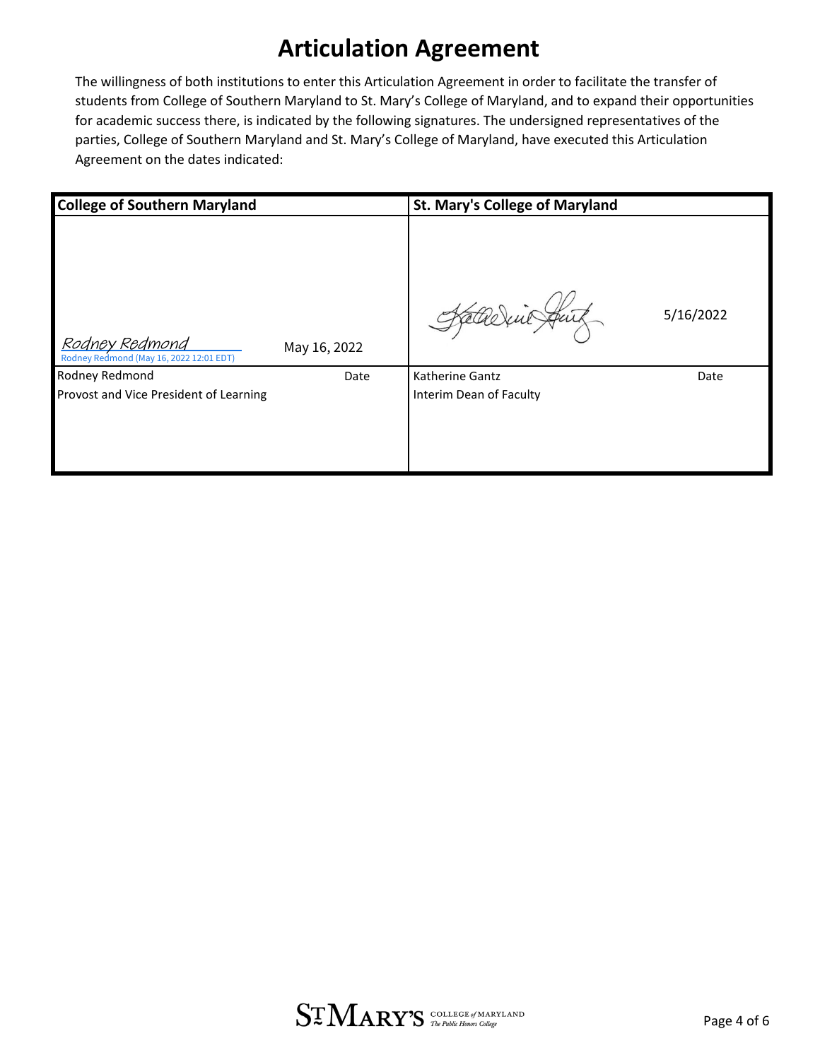# Articulation Agreement

The willingness of both institutions to enter this Articulation Agreement in order to facilitate the transfer of students from College of Southern Maryland to St. Mary's College of Maryland, and to expand their opportunities for academic success there, is indicated by the following signatures. The undersigned representatives of the parties, College of Southern Maryland and St. Mary's College of Maryland, have executed this Articulation Agreement on the dates indicated:

| College of Southern Maryland | | St. Mary's College of Maryland | |
|---|---|---|---|
| Rodney Redmond<br>Rodney Redmond (May 16, 2022 12:01 EDT) | May 16, 2022 | Katherine Gantz | 5/16/2022 |
| Rodney Redmond<br>Provost and Vice President of Learning | Date | Katherine Gantz<br>Interim Dean of Faculty | Date |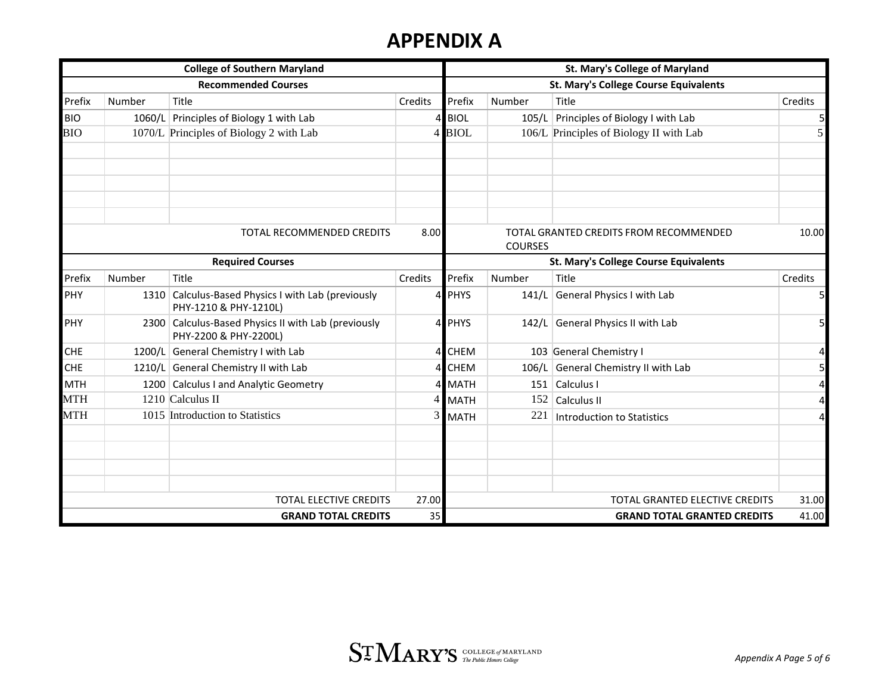# APPENDIX A

| College of Southern Maryland | | | | St. Mary's College of Maryland | | | |
|---|---|---|---|---|---|---|---|
| **Recommended Courses** | | | | **St. Mary's College Course Equivalents** | | | |
| Prefix | Number | Title | Credits | Prefix | Number | Title | Credits |
| BIO | 1060/L | Principles of Biology 1 with Lab | 4 | BIOL | 105/L | Principles of Biology I with Lab | 5 |
| BIO | 1070/L | Principles of Biology 2 with Lab | 4 | BIOL | 106/L | Principles of Biology II with Lab | 5 |
| | | | | | | | |
| | | | | | | | |
| | | | | | | | |
| | | | | | | | |
| | | | | | | | |
| | | TOTAL RECOMMENDED CREDITS | 8.00 | | | TOTAL GRANTED CREDITS FROM RECOMMENDED COURSES | 10.00 |
| **Required Courses** | | | | **St. Mary's College Course Equivalents** | | | |
| Prefix | Number | Title | Credits | Prefix | Number | Title | Credits |
| PHY | 1310 | Calculus-Based Physics I with Lab (previously PHY-1210 & PHY-1210L) | 4 | PHYS | 141/L | General Physics I with Lab | 5 |
| PHY | 2300 | Calculus-Based Physics II with Lab (previously PHY-2200 & PHY-2200L) | 4 | PHYS | 142/L | General Physics II with Lab | 5 |
| CHE | 1200/L | General Chemistry I with Lab | 4 | CHEM | 103 | General Chemistry I | 4 |
| CHE | 1210/L | General Chemistry II with Lab | 4 | CHEM | 106/L | General Chemistry II with Lab | 5 |
| MTH | 1200 | Calculus I and Analytic Geometry | 4 | MATH | 151 | Calculus I | 4 |
| MTH | 1210 | Calculus II | 4 | MATH | 152 | Calculus II | 4 |
| MTH | 1015 | Introduction to Statistics | 3 | MATH | 221 | Introduction to Statistics | 4 |
| | | | | | | | |
| | | | | | | | |
| | | | | | | | |
| | | | | | | | |
| | | TOTAL ELECTIVE CREDITS | 27.00 | | | TOTAL GRANTED ELECTIVE CREDITS | 31.00 |
| | | **GRAND TOTAL CREDITS** | 35 | | | **GRAND TOTAL GRANTED CREDITS** | 41.00 |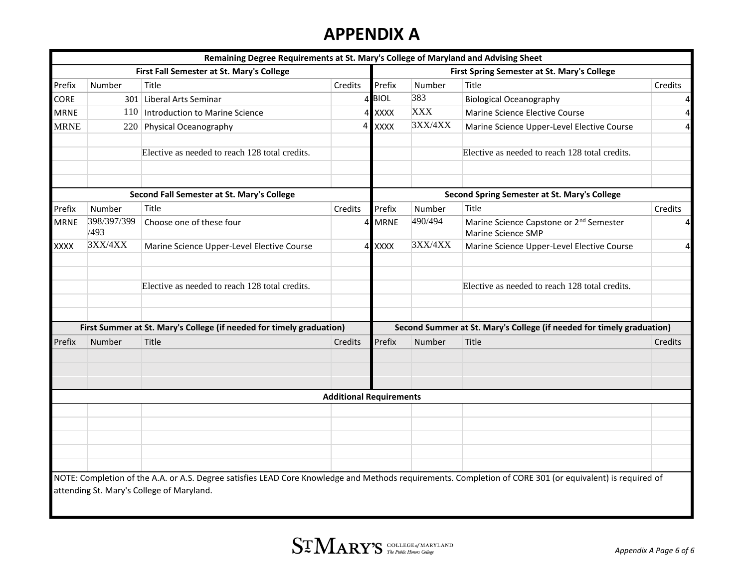# APPENDIX A

| Remaining Degree Requirements at St. Mary's College of Maryland and Advising Sheet | | | | | | | |
|---|---|---|---|---|---|---|---|
| **First Fall Semester at St. Mary's College** | | | | **First Spring Semester at St. Mary's College** | | | |
| Prefix | Number | Title | Credits | Prefix | Number | Title | Credits |
| CORE | 301 | Liberal Arts Seminar | 4 | BIOL | 383 | Biological Oceanography | 4 |
| MRNE | 110 | Introduction to Marine Science | 4 | XXXX | XXX | Marine Science Elective Course | 4 |
| MRNE | 220 | Physical Oceanography | 4 | XXXX | 3XX/4XX | Marine Science Upper-Level Elective Course | 4 |
| | | | | | | | |
| | | Elective as needed to reach 128 total credits. | | | | Elective as needed to reach 128 total credits. | |
| | | | | | | | |
| | | | | | | | |
| **Second Fall Semester at St. Mary's College** | | | | **Second Spring Semester at St. Mary's College** | | | |
| Prefix | Number | Title | Credits | Prefix | Number | Title | Credits |
| MRNE | 398/397/399/493 | Choose one of these four | 4 | MRNE | 490/494 | Marine Science Capstone or 2nd Semester Marine Science SMP | 4 |
| XXXX | 3XX/4XX | Marine Science Upper-Level Elective Course | 4 | XXXX | 3XX/4XX | Marine Science Upper-Level Elective Course | 4 |
| | | | | | | | |
| | | | | | | | |
| | | Elective as needed to reach 128 total credits. | | | | Elective as needed to reach 128 total credits. | |
| | | | | | | | |
| | | | | | | | |
| **First Summer at St. Mary's College (if needed for timely graduation)** | | | | **Second Summer at St. Mary's College (if needed for timely graduation)** | | | |
| Prefix | Number | Title | Credits | Prefix | Number | Title | Credits |
| | | | | | | | |
| | | | | | | | |
| | | | | | | | |
| **Additional Requirements** | | | | | | | |
| | | | | | | | |
| | | | | | | | |
| | | | | | | | |
| | | | | | | | |
| | | | | | | | |

NOTE: Completion of the A.A. or A.S. Degree satisfies LEAD Core Knowledge and Methods requirements. Completion of CORE 301 (or equivalent) is required of attending St. Mary's College of Maryland.